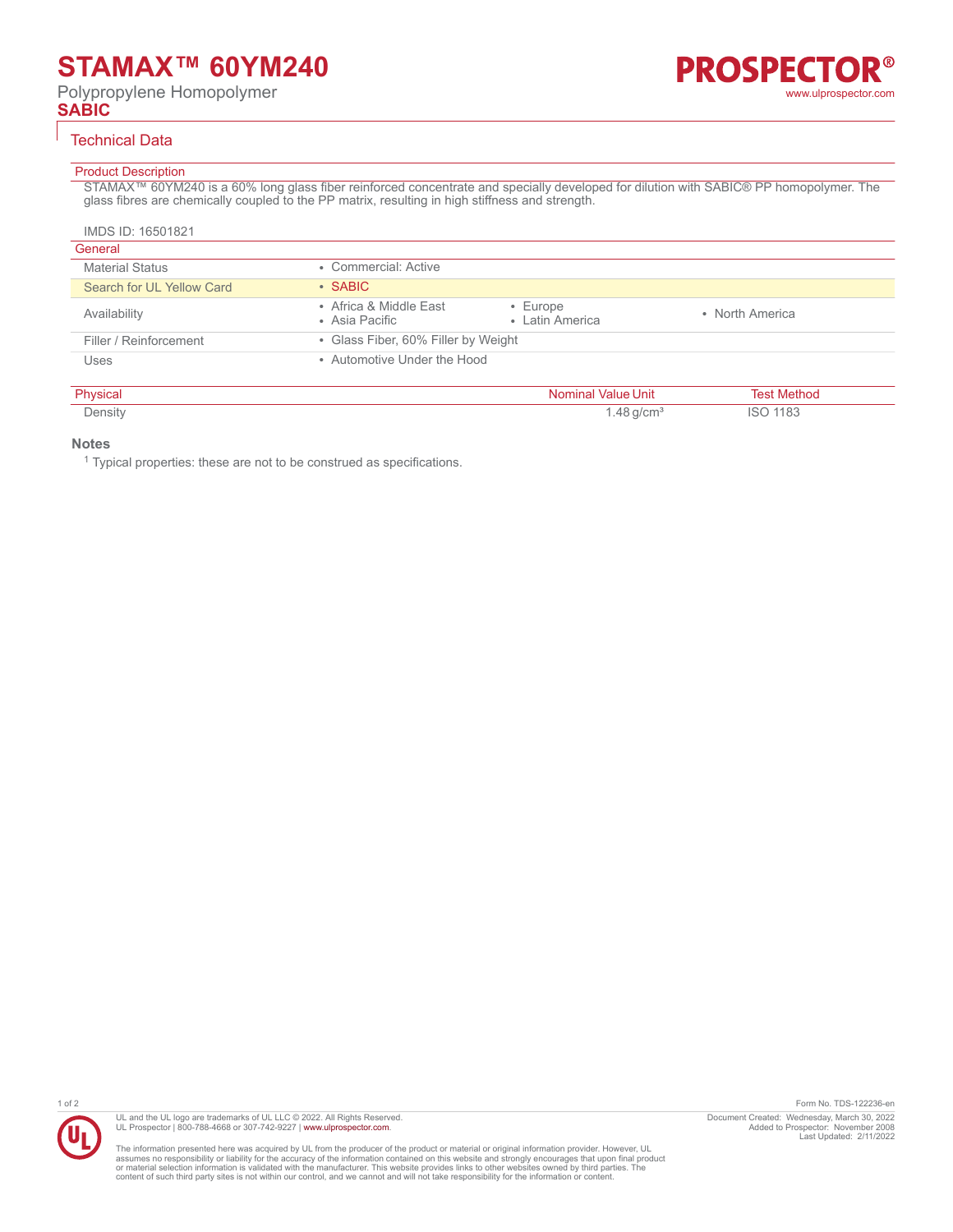# STAMAX™ 60YM240

Polypropylene Homopolymer

**SABIC**

## Technical Data

### Product Description

STAMAX™ 60YM240 is a 60% long glass fiber reinforced concentrate and specially developed for dilution with SABIC® PP homopolymer. The glass fibres are chemically coupled to the PP matrix, resulting in high stiffness and strength.

IMDS ID: 16501821

### General

| | | | |
|---|---|---|---|
| Material Status | • Commercial: Active | | |
| Search for UL Yellow Card | • SABIC | | |
| Availability | • Africa & Middle East<br>• Asia Pacific | • Europe<br>• Latin America | • North America |
| Filler / Reinforcement | • Glass Fiber, 60% Filler by Weight | | |
| Uses | • Automotive Under the Hood | | |

| Physical | Nominal Value | Unit | Test Method |
|---|---|---|---|
| Density | 1.48 | g/cm³ | ISO 1183 |

### Notes

[1] Typical properties: these are not to be construed as specifications.

UL and the UL logo are trademarks of UL LLC © 2022. All Rights Reserved.
UL Prospector | 800-788-4668 or 307-742-9227 | www.ulprospector.com.

The information presented here was acquired by UL from the producer of the product or material or original information provider. However, UL assumes no responsibility or liability for the accuracy of the information contained on this website and strongly encourages that upon final product or material selection information is validated with the manufacturer. This website provides links to other websites owned by third parties. The content of such third party sites is not within our control, and we cannot and will not take responsibility for the information or content.

Form No. TDS-122236-en
Document Created: Wednesday, March 30, 2022
Added to Prospector: November 2008
Last Updated: 2/11/2022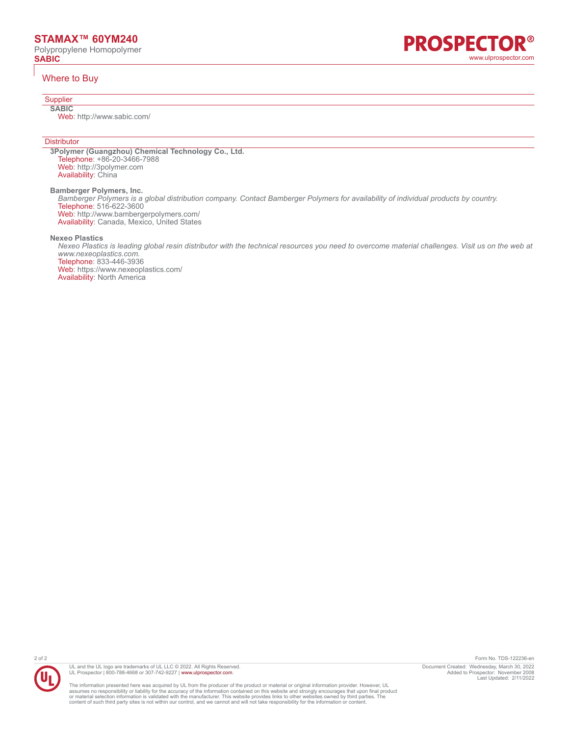## Where to Buy

### Supplier

**SABIC**

Web: http://www.sabic.com/

### Distributor

**3Polymer (Guangzhou) Chemical Technology Co., Ltd.**

Telephone: +86-20-3466-7988
Web: http://3polymer.com
Availability: China

**Bamberger Polymers, Inc.**

*Bamberger Polymers is a global distribution company. Contact Bamberger Polymers for availability of individual products by country.*
Telephone: 516-622-3600
Web: http://www.bambergerpolymers.com/
Availability: Canada, Mexico, United States

**Nexeo Plastics**

*Nexeo Plastics is leading global resin distributor with the technical resources you need to overcome material challenges. Visit us on the web at www.nexeoplastics.com.*
Telephone: 833-446-3936
Web: https://www.nexeoplastics.com/
Availability: North America

UL and the UL logo are trademarks of UL LLC © 2022. All Rights Reserved.
UL Prospector | 800-788-4668 or 307-742-9227 | www.ulprospector.com.

The information presented here was acquired by UL from the producer of the product or material or original information provider. However, UL assumes no responsibility or liability for the accuracy of the information contained on this website and strongly encourages that upon final product or material selection information is validated with the manufacturer. This website provides links to other websites owned by third parties. The content of such third party sites is not within our control, and we cannot and will not take responsibility for the information or content.

Form No. TDS-122236-en
Document Created: Wednesday, March 30, 2022
Added to Prospector: November 2008
Last Updated: 2/11/2022